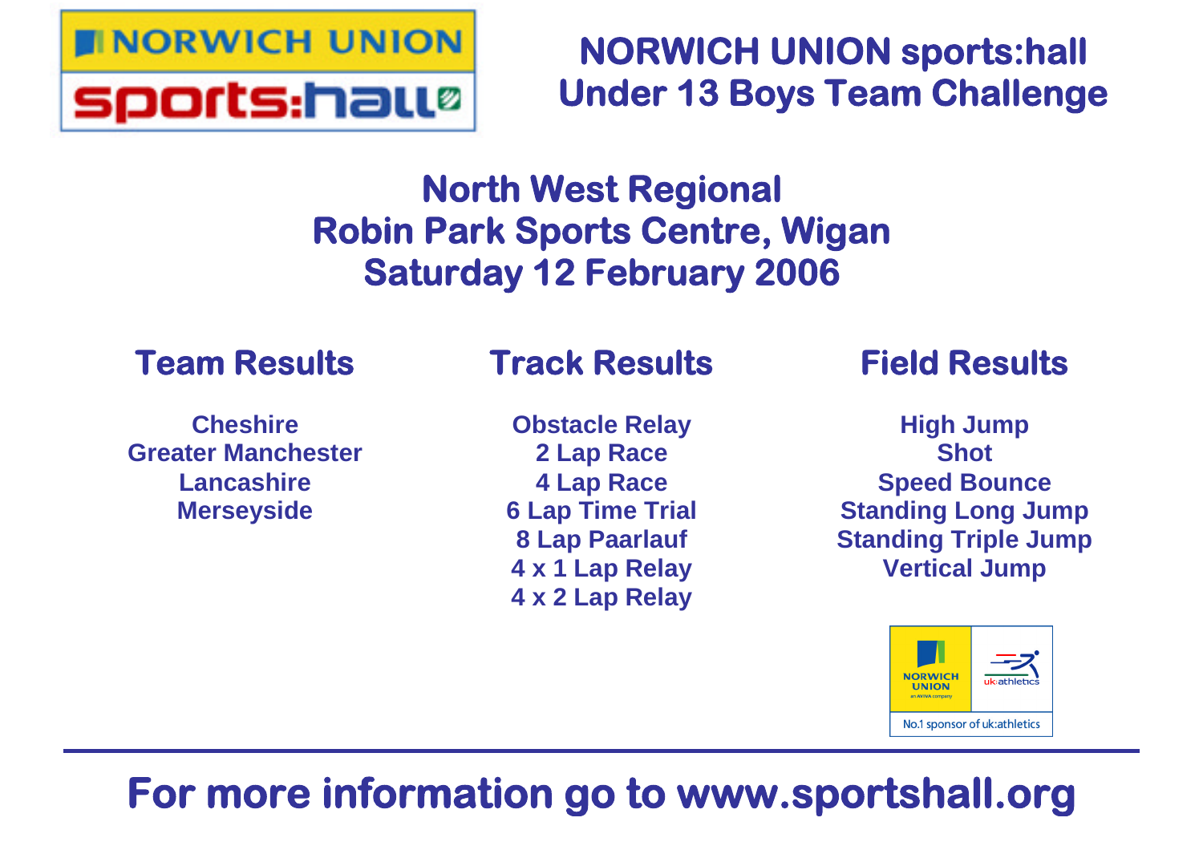# NORWICH UNION sports:hall Under 13 Boys Team Challenge

## North West Regional
## Robin Park Sports Centre, Wigan
## Saturday 12 February 2006

### Team Results

Cheshire
Greater Manchester
Lancashire
Merseyside

### Track Results

Obstacle Relay
2 Lap Race
4 Lap Race
6 Lap Time Trial
8 Lap Paarlauf
4 x 1 Lap Relay
4 x 2 Lap Relay

### Field Results

High Jump
Shot
Speed Bounce
Standing Long Jump
Standing Triple Jump
Vertical Jump

NORWICH UNION an AVIVA company | uk:athletics
No.1 sponsor of uk:athletics

---

**For more information go to www.sportshall.org**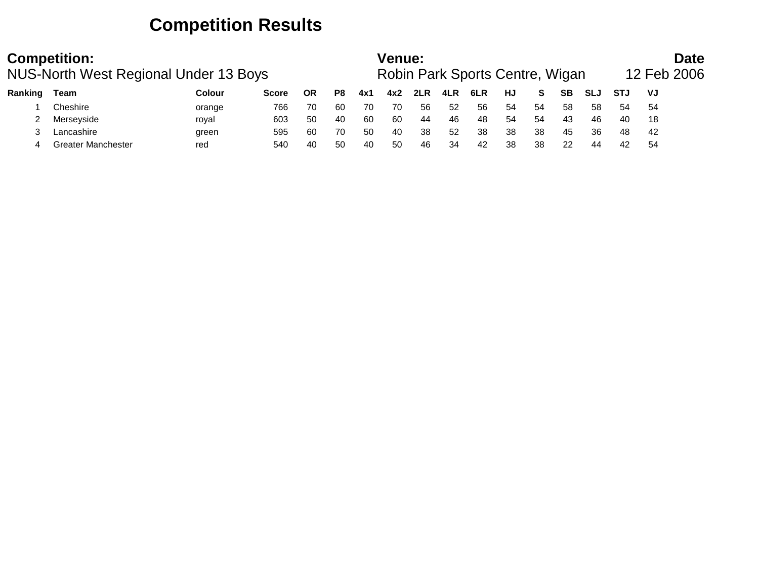# Competition Results

| **Competition:** | **Venue:** | **Date** |
|---|---|---|
| NUS-North West Regional Under 13 Boys | Robin Park Sports Centre, Wigan | 12 Feb 2006 |

| Ranking | Team | Colour | Score | OR | P8 | 4x1 | 4x2 | 2LR | 4LR | 6LR | HJ | S | SB | SLJ | STJ | VJ |
|---|---|---|---|---|---|---|---|---|---|---|---|---|---|---|---|---|
| 1 | Cheshire | orange | 766 | 70 | 60 | 70 | 70 | 56 | 52 | 56 | 54 | 54 | 58 | 58 | 54 | 54 |
| 2 | Merseyside | royal | 603 | 50 | 40 | 60 | 60 | 44 | 46 | 48 | 54 | 54 | 43 | 46 | 40 | 18 |
| 3 | Lancashire | green | 595 | 60 | 70 | 50 | 40 | 38 | 52 | 38 | 38 | 38 | 45 | 36 | 48 | 42 |
| 4 | Greater Manchester | red | 540 | 40 | 50 | 40 | 50 | 46 | 34 | 42 | 38 | 38 | 22 | 44 | 42 | 54 |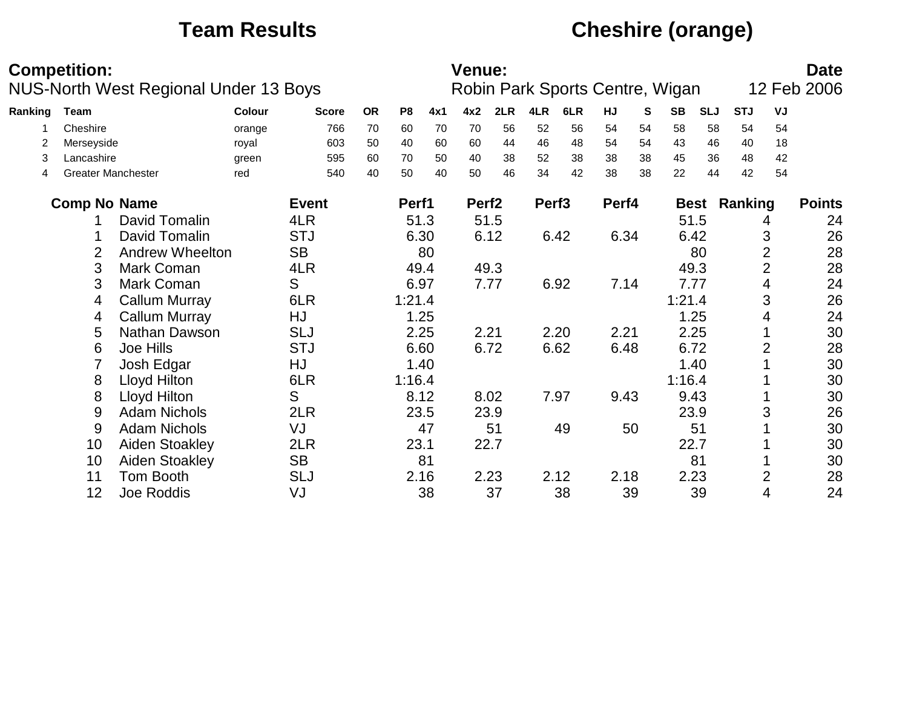# Team Results — Cheshire (orange)

**Competition:**
NUS-North West Regional Under 13 Boys

**Venue:**
Robin Park Sports Centre, Wigan

**Date**
12 Feb 2006

| Ranking | Team | Colour | Score | OR | P8 | 4x1 | 4x2 | 2LR | 4LR | 6LR | HJ | S | SB | SLJ | STJ | VJ |
|---|---|---|---|---|---|---|---|---|---|---|---|---|---|---|---|---|
| 1 | Cheshire | orange | 766 | 70 | 60 | 70 | 70 | 56 | 52 | 56 | 54 | 54 | 58 | 58 | 54 | 54 |
| 2 | Merseyside | royal | 603 | 50 | 40 | 60 | 60 | 44 | 46 | 48 | 54 | 54 | 43 | 46 | 40 | 18 |
| 3 | Lancashire | green | 595 | 60 | 70 | 50 | 40 | 38 | 52 | 38 | 38 | 38 | 45 | 36 | 48 | 42 |
| 4 | Greater Manchester | red | 540 | 40 | 50 | 40 | 50 | 46 | 34 | 42 | 38 | 38 | 22 | 44 | 42 | 54 |

| Comp No | Name | Event | Perf1 | Perf2 | Perf3 | Perf4 | Best | Ranking | Points |
|---|---|---|---|---|---|---|---|---|---|
| 1 | David Tomalin | 4LR | 51.3 | 51.5 | | | 51.5 | 4 | 24 |
| 1 | David Tomalin | STJ | 6.30 | 6.12 | 6.42 | 6.34 | 6.42 | 3 | 26 |
| 2 | Andrew Wheelton | SB | 80 | | | | 80 | 2 | 28 |
| 3 | Mark Coman | 4LR | 49.4 | 49.3 | | | 49.3 | 2 | 28 |
| 3 | Mark Coman | S | 6.97 | 7.77 | 6.92 | 7.14 | 7.77 | 4 | 24 |
| 4 | Callum Murray | 6LR | 1:21.4 | | | | 1:21.4 | 3 | 26 |
| 4 | Callum Murray | HJ | 1.25 | | | | 1.25 | 4 | 24 |
| 5 | Nathan Dawson | SLJ | 2.25 | 2.21 | 2.20 | 2.21 | 2.25 | 1 | 30 |
| 6 | Joe Hills | STJ | 6.60 | 6.72 | 6.62 | 6.48 | 6.72 | 2 | 28 |
| 7 | Josh Edgar | HJ | 1.40 | | | | 1.40 | 1 | 30 |
| 8 | Lloyd Hilton | 6LR | 1:16.4 | | | | 1:16.4 | 1 | 30 |
| 8 | Lloyd Hilton | S | 8.12 | 8.02 | 7.97 | 9.43 | 9.43 | 1 | 30 |
| 9 | Adam Nichols | 2LR | 23.5 | 23.9 | | | 23.9 | 3 | 26 |
| 9 | Adam Nichols | VJ | 47 | 51 | 49 | 50 | 51 | 1 | 30 |
| 10 | Aiden Stoakley | 2LR | 23.1 | 22.7 | | | 22.7 | 1 | 30 |
| 10 | Aiden Stoakley | SB | 81 | | | | 81 | 1 | 30 |
| 11 | Tom Booth | SLJ | 2.16 | 2.23 | 2.12 | 2.18 | 2.23 | 2 | 28 |
| 12 | Joe Roddis | VJ | 38 | 37 | 38 | 39 | 39 | 4 | 24 |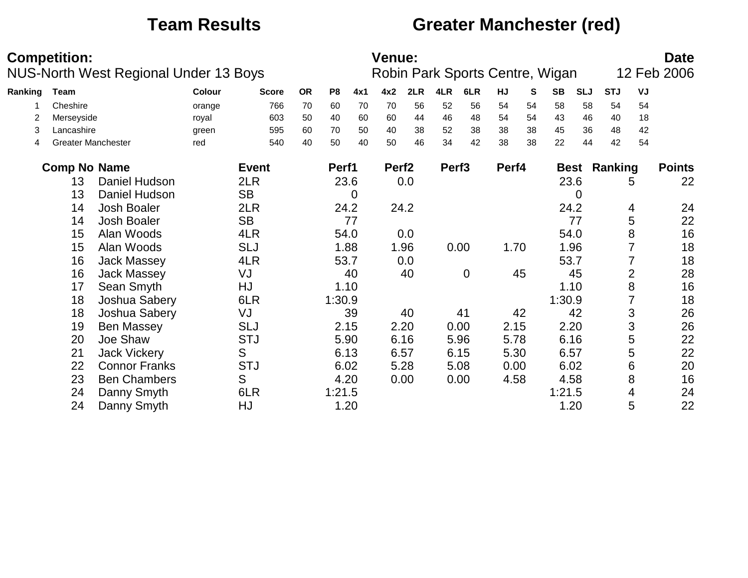# Team Results — Greater Manchester (red)

**Competition:** NUS-North West Regional Under 13 Boys

**Venue:** Robin Park Sports Centre, Wigan

**Date:** 12 Feb 2006

| Ranking | Team | Colour | Score | OR | P8 | 4x1 | 4x2 | 2LR | 4LR | 6LR | HJ | S | SB | SLJ | STJ | VJ |
|---|---|---|---|---|---|---|---|---|---|---|---|---|---|---|---|---|
| 1 | Cheshire | orange | 766 | 70 | 60 | 70 | 70 | 56 | 52 | 56 | 54 | 54 | 58 | 58 | 54 | 54 |
| 2 | Merseyside | royal | 603 | 50 | 40 | 60 | 60 | 44 | 46 | 48 | 54 | 54 | 43 | 46 | 40 | 18 |
| 3 | Lancashire | green | 595 | 60 | 70 | 50 | 40 | 38 | 52 | 38 | 38 | 38 | 45 | 36 | 48 | 42 |
| 4 | Greater Manchester | red | 540 | 40 | 50 | 40 | 50 | 46 | 34 | 42 | 38 | 38 | 22 | 44 | 42 | 54 |

| Comp No | Name | Event | Perf1 | Perf2 | Perf3 | Perf4 | Best | Ranking | Points |
|---|---|---|---|---|---|---|---|---|---|
| 13 | Daniel Hudson | 2LR | 23.6 | 0.0 | | | 23.6 | 5 | 22 |
| 13 | Daniel Hudson | SB | 0 | | | | 0 | | |
| 14 | Josh Boaler | 2LR | 24.2 | 24.2 | | | 24.2 | 4 | 24 |
| 14 | Josh Boaler | SB | 77 | | | | 77 | 5 | 22 |
| 15 | Alan Woods | 4LR | 54.0 | 0.0 | | | 54.0 | 8 | 16 |
| 15 | Alan Woods | SLJ | 1.88 | 1.96 | 0.00 | 1.70 | 1.96 | 7 | 18 |
| 16 | Jack Massey | 4LR | 53.7 | 0.0 | | | 53.7 | 7 | 18 |
| 16 | Jack Massey | VJ | 40 | 40 | 0 | 45 | 45 | 2 | 28 |
| 17 | Sean Smyth | HJ | 1.10 | | | | 1.10 | 8 | 16 |
| 18 | Joshua Sabery | 6LR | 1:30.9 | | | | 1:30.9 | 7 | 18 |
| 18 | Joshua Sabery | VJ | 39 | 40 | 41 | 42 | 42 | 3 | 26 |
| 19 | Ben Massey | SLJ | 2.15 | 2.20 | 0.00 | 2.15 | 2.20 | 3 | 26 |
| 20 | Joe Shaw | STJ | 5.90 | 6.16 | 5.96 | 5.78 | 6.16 | 5 | 22 |
| 21 | Jack Vickery | S | 6.13 | 6.57 | 6.15 | 5.30 | 6.57 | 5 | 22 |
| 22 | Connor Franks | STJ | 6.02 | 5.28 | 5.08 | 0.00 | 6.02 | 6 | 20 |
| 23 | Ben Chambers | S | 4.20 | 0.00 | 0.00 | 4.58 | 4.58 | 8 | 16 |
| 24 | Danny Smyth | 6LR | 1:21.5 | | | | 1:21.5 | 4 | 24 |
| 24 | Danny Smyth | HJ | 1.20 | | | | 1.20 | 5 | 22 |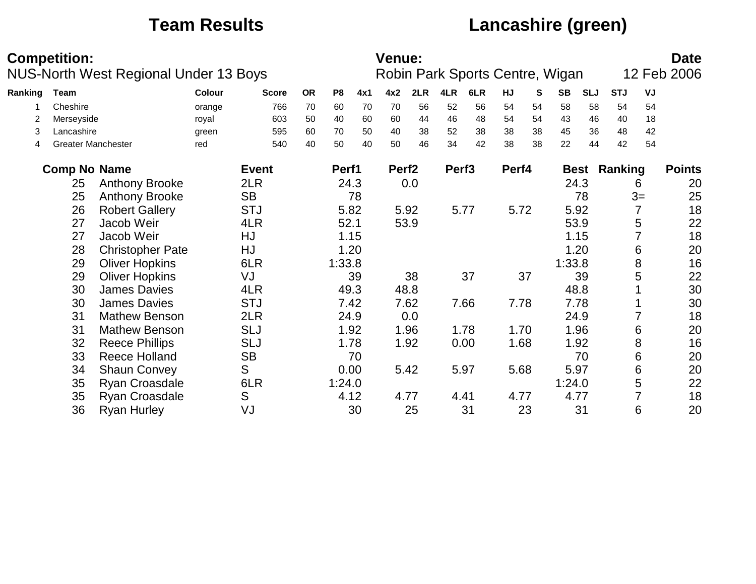# Team Results — Lancashire (green)

**Competition:** NUS-North West Regional Under 13 Boys

**Venue:** Robin Park Sports Centre, Wigan

**Date:** 12 Feb 2006

| Ranking | Team | Colour | Score | OR | P8 | 4x1 | 4x2 | 2LR | 4LR | 6LR | HJ | S | SB | SLJ | STJ | VJ |
|---|---|---|---|---|---|---|---|---|---|---|---|---|---|---|---|---|
| 1 | Cheshire | orange | 766 | 70 | 60 | 70 | 70 | 56 | 52 | 56 | 54 | 54 | 58 | 58 | 54 | 54 |
| 2 | Merseyside | royal | 603 | 50 | 40 | 60 | 60 | 44 | 46 | 48 | 54 | 54 | 43 | 46 | 40 | 18 |
| 3 | Lancashire | green | 595 | 60 | 70 | 50 | 40 | 38 | 52 | 38 | 38 | 38 | 45 | 36 | 48 | 42 |
| 4 | Greater Manchester | red | 540 | 40 | 50 | 40 | 50 | 46 | 34 | 42 | 38 | 38 | 22 | 44 | 42 | 54 |

| Comp No | Name | Event | Perf1 | Perf2 | Perf3 | Perf4 | Best | Ranking | Points |
|---|---|---|---|---|---|---|---|---|---|
| 25 | Anthony Brooke | 2LR | 24.3 | 0.0 | | | 24.3 | 6 | 20 |
| 25 | Anthony Brooke | SB | 78 | | | | 78 | 3= | 25 |
| 26 | Robert Gallery | STJ | 5.82 | 5.92 | 5.77 | 5.72 | 5.92 | 7 | 18 |
| 27 | Jacob Weir | 4LR | 52.1 | 53.9 | | | 53.9 | 5 | 22 |
| 27 | Jacob Weir | HJ | 1.15 | | | | 1.15 | 7 | 18 |
| 28 | Christopher Pate | HJ | 1.20 | | | | 1.20 | 6 | 20 |
| 29 | Oliver Hopkins | 6LR | 1:33.8 | | | | 1:33.8 | 8 | 16 |
| 29 | Oliver Hopkins | VJ | 39 | 38 | 37 | 37 | 39 | 5 | 22 |
| 30 | James Davies | 4LR | 49.3 | 48.8 | | | 48.8 | 1 | 30 |
| 30 | James Davies | STJ | 7.42 | 7.62 | 7.66 | 7.78 | 7.78 | 1 | 30 |
| 31 | Mathew Benson | 2LR | 24.9 | 0.0 | | | 24.9 | 7 | 18 |
| 31 | Mathew Benson | SLJ | 1.92 | 1.96 | 1.78 | 1.70 | 1.96 | 6 | 20 |
| 32 | Reece Phillips | SLJ | 1.78 | 1.92 | 0.00 | 1.68 | 1.92 | 8 | 16 |
| 33 | Reece Holland | SB | 70 | | | | 70 | 6 | 20 |
| 34 | Shaun Convey | S | 0.00 | 5.42 | 5.97 | 5.68 | 5.97 | 6 | 20 |
| 35 | Ryan Croasdale | 6LR | 1:24.0 | | | | 1:24.0 | 5 | 22 |
| 35 | Ryan Croasdale | S | 4.12 | 4.77 | 4.41 | 4.77 | 4.77 | 7 | 18 |
| 36 | Ryan Hurley | VJ | 30 | 25 | 31 | 23 | 31 | 6 | 20 |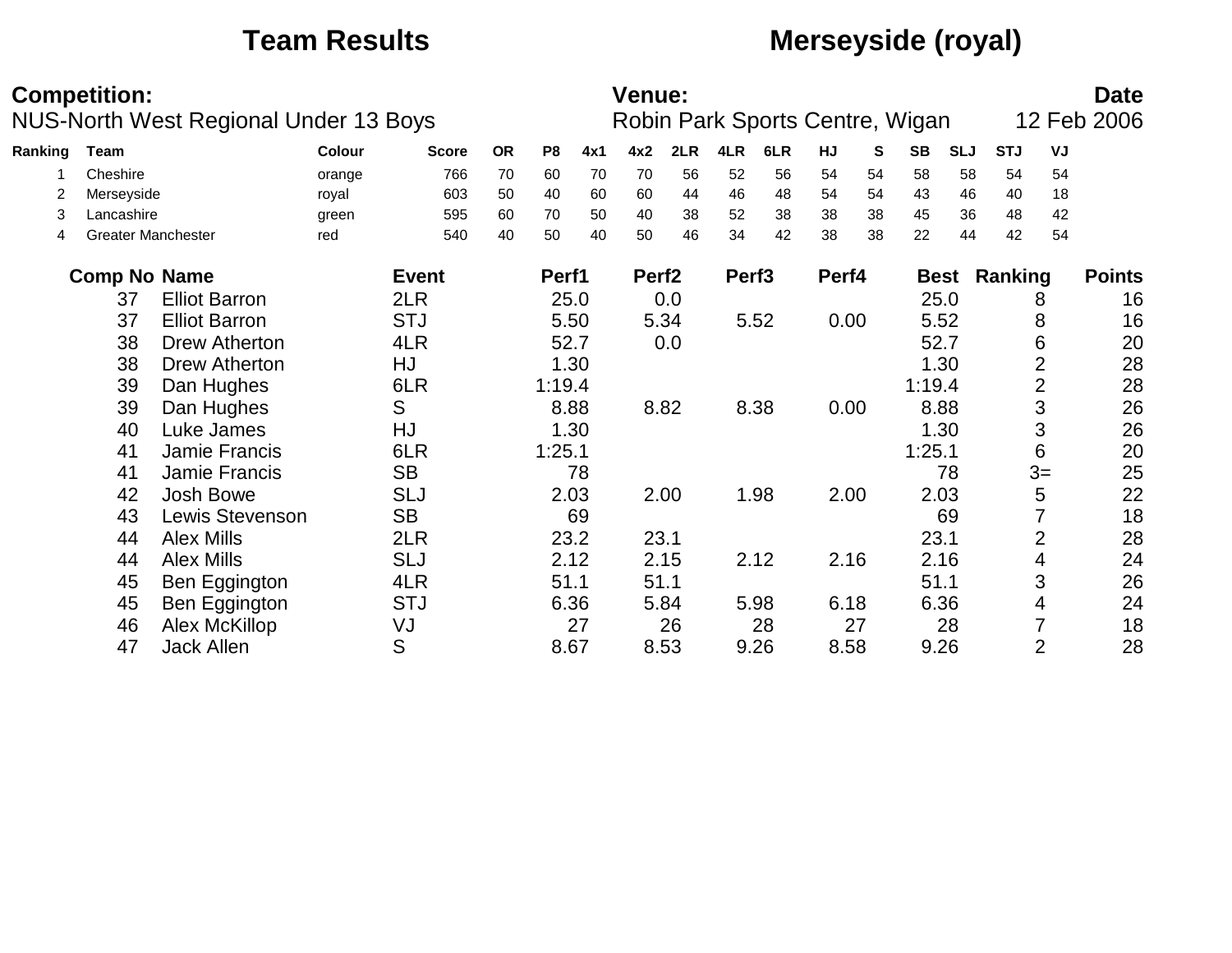# Team Results — Merseyside (royal)

**Competition:** NUS-North West Regional Under 13 Boys

**Venue:** Robin Park Sports Centre, Wigan

**Date:** 12 Feb 2006

| Ranking | Team | Colour | Score | OR | P8 | 4x1 | 4x2 | 2LR | 4LR | 6LR | HJ | S | SB | SLJ | STJ | VJ |
|---|---|---|---|---|---|---|---|---|---|---|---|---|---|---|---|---|
| 1 | Cheshire | orange | 766 | 70 | 60 | 70 | 70 | 56 | 52 | 56 | 54 | 54 | 58 | 58 | 54 | 54 |
| 2 | Merseyside | royal | 603 | 50 | 40 | 60 | 60 | 44 | 46 | 48 | 54 | 54 | 43 | 46 | 40 | 18 |
| 3 | Lancashire | green | 595 | 60 | 70 | 50 | 40 | 38 | 52 | 38 | 38 | 38 | 45 | 36 | 48 | 42 |
| 4 | Greater Manchester | red | 540 | 40 | 50 | 40 | 50 | 46 | 34 | 42 | 38 | 38 | 22 | 44 | 42 | 54 |

| Comp No | Name | Event | Perf1 | Perf2 | Perf3 | Perf4 | Best | Ranking | Points |
|---|---|---|---|---|---|---|---|---|---|
| 37 | Elliot Barron | 2LR | 25.0 | 0.0 | | | 25.0 | 8 | 16 |
| 37 | Elliot Barron | STJ | 5.50 | 5.34 | 5.52 | 0.00 | 5.52 | 8 | 16 |
| 38 | Drew Atherton | 4LR | 52.7 | 0.0 | | | 52.7 | 6 | 20 |
| 38 | Drew Atherton | HJ | 1.30 | | | | 1.30 | 2 | 28 |
| 39 | Dan Hughes | 6LR | 1:19.4 | | | | 1:19.4 | 2 | 28 |
| 39 | Dan Hughes | S | 8.88 | 8.82 | 8.38 | 0.00 | 8.88 | 3 | 26 |
| 40 | Luke James | HJ | 1.30 | | | | 1.30 | 3 | 26 |
| 41 | Jamie Francis | 6LR | 1:25.1 | | | | 1:25.1 | 6 | 20 |
| 41 | Jamie Francis | SB | 78 | | | | 78 | 3= | 25 |
| 42 | Josh Bowe | SLJ | 2.03 | 2.00 | 1.98 | 2.00 | 2.03 | 5 | 22 |
| 43 | Lewis Stevenson | SB | 69 | | | | 69 | 7 | 18 |
| 44 | Alex Mills | 2LR | 23.2 | 23.1 | | | 23.1 | 2 | 28 |
| 44 | Alex Mills | SLJ | 2.12 | 2.15 | 2.12 | 2.16 | 2.16 | 4 | 24 |
| 45 | Ben Eggington | 4LR | 51.1 | 51.1 | | | 51.1 | 3 | 26 |
| 45 | Ben Eggington | STJ | 6.36 | 5.84 | 5.98 | 6.18 | 6.36 | 4 | 24 |
| 46 | Alex McKillop | VJ | 27 | 26 | 28 | 27 | 28 | 7 | 18 |
| 47 | Jack Allen | S | 8.67 | 8.53 | 9.26 | 8.58 | 9.26 | 2 | 28 |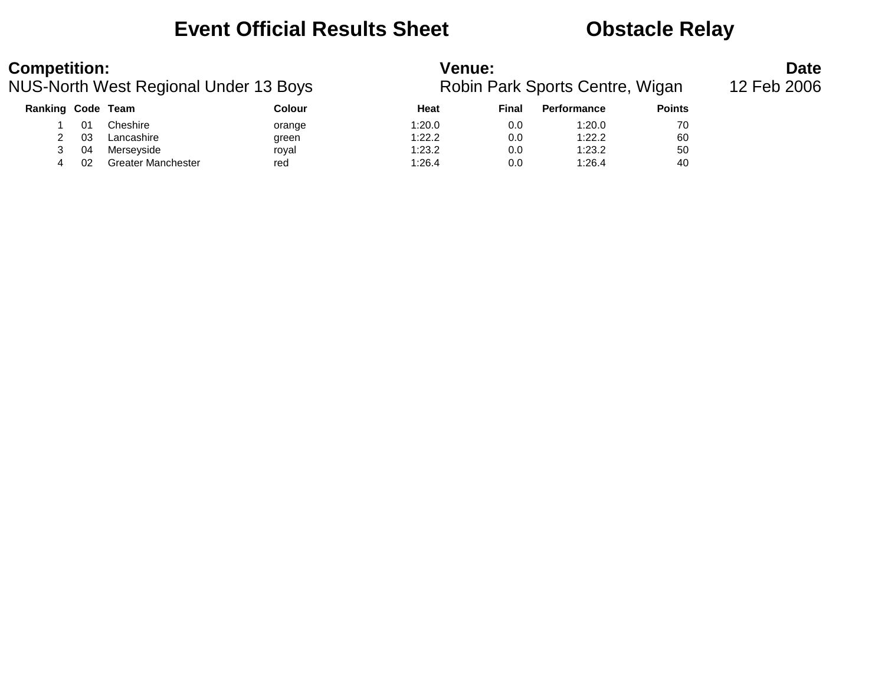# Event Official Results Sheet          Obstacle Relay

**Competition:**
NUS-North West Regional Under 13 Boys

**Venue:**
Robin Park Sports Centre, Wigan

**Date**
12 Feb 2006

| Ranking | Code | Team | Colour | Heat | Final | Performance | Points |
|---|---|---|---|---|---|---|---|
| 1 | 01 | Cheshire | orange | 1:20.0 | 0.0 | 1:20.0 | 70 |
| 2 | 03 | Lancashire | green | 1:22.2 | 0.0 | 1:22.2 | 60 |
| 3 | 04 | Merseyside | royal | 1:23.2 | 0.0 | 1:23.2 | 50 |
| 4 | 02 | Greater Manchester | red | 1:26.4 | 0.0 | 1:26.4 | 40 |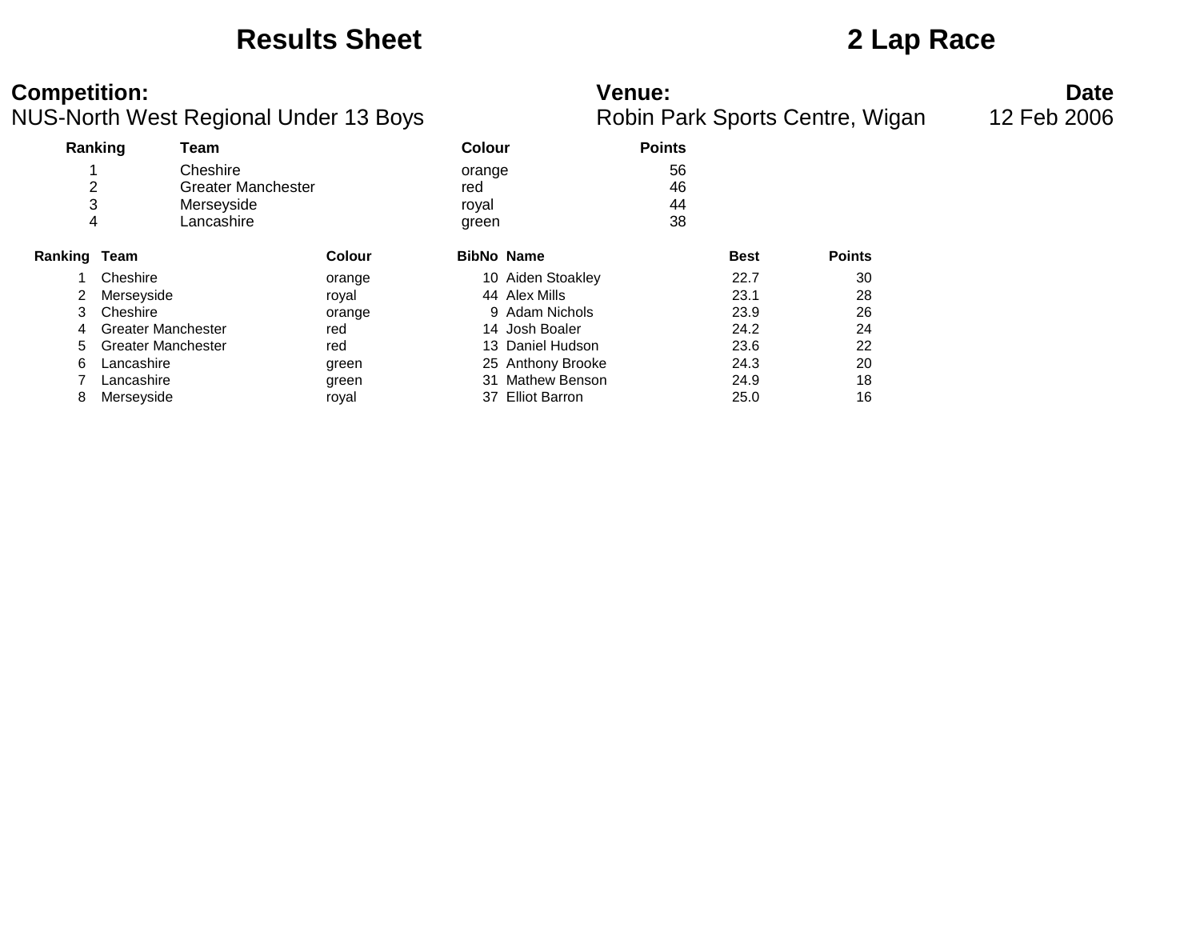# Results Sheet

# 2 Lap Race

**Competition:**
NUS-North West Regional Under 13 Boys

**Venue:**
Robin Park Sports Centre, Wigan

**Date**
12 Feb 2006

| Ranking | Team | Colour | Points |
|---|---|---|---|
| 1 | Cheshire | orange | 56 |
| 2 | Greater Manchester | red | 46 |
| 3 | Merseyside | royal | 44 |
| 4 | Lancashire | green | 38 |

| Ranking | Team | Colour | BibNo | Name | Best | Points |
|---|---|---|---|---|---|---|
| 1 | Cheshire | orange | 10 | Aiden Stoakley | 22.7 | 30 |
| 2 | Merseyside | royal | 44 | Alex Mills | 23.1 | 28 |
| 3 | Cheshire | orange | 9 | Adam Nichols | 23.9 | 26 |
| 4 | Greater Manchester | red | 14 | Josh Boaler | 24.2 | 24 |
| 5 | Greater Manchester | red | 13 | Daniel Hudson | 23.6 | 22 |
| 6 | Lancashire | green | 25 | Anthony Brooke | 24.3 | 20 |
| 7 | Lancashire | green | 31 | Mathew Benson | 24.9 | 18 |
| 8 | Merseyside | royal | 37 | Elliot Barron | 25.0 | 16 |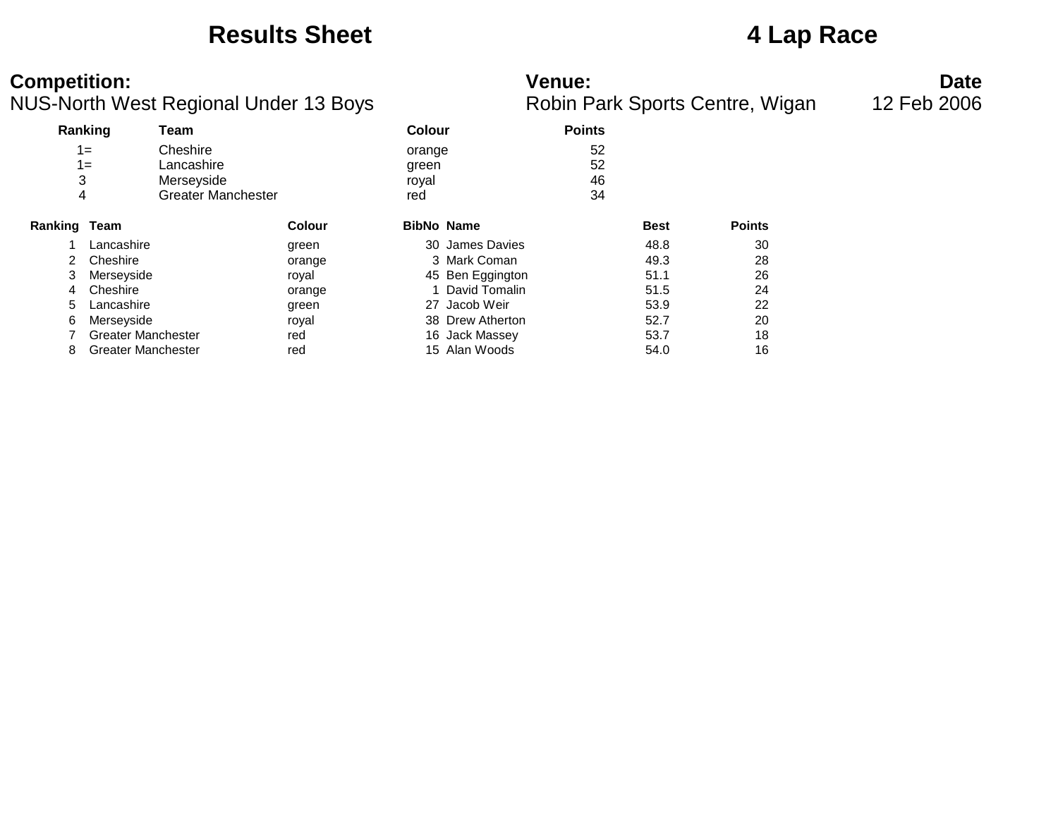# Results Sheet

# 4 Lap Race

**Competition:**
NUS-North West Regional Under 13 Boys

**Venue:**
Robin Park Sports Centre, Wigan

**Date**
12 Feb 2006

| Ranking | Team | Colour | Points |
|---|---|---|---|
| 1= | Cheshire | orange | 52 |
| 1= | Lancashire | green | 52 |
| 3 | Merseyside | royal | 46 |
| 4 | Greater Manchester | red | 34 |

| Ranking | Team | Colour | BibNo | Name | Best | Points |
|---|---|---|---|---|---|---|
| 1 | Lancashire | green | 30 | James Davies | 48.8 | 30 |
| 2 | Cheshire | orange | 3 | Mark Coman | 49.3 | 28 |
| 3 | Merseyside | royal | 45 | Ben Eggington | 51.1 | 26 |
| 4 | Cheshire | orange | 1 | David Tomalin | 51.5 | 24 |
| 5 | Lancashire | green | 27 | Jacob Weir | 53.9 | 22 |
| 6 | Merseyside | royal | 38 | Drew Atherton | 52.7 | 20 |
| 7 | Greater Manchester | red | 16 | Jack Massey | 53.7 | 18 |
| 8 | Greater Manchester | red | 15 | Alan Woods | 54.0 | 16 |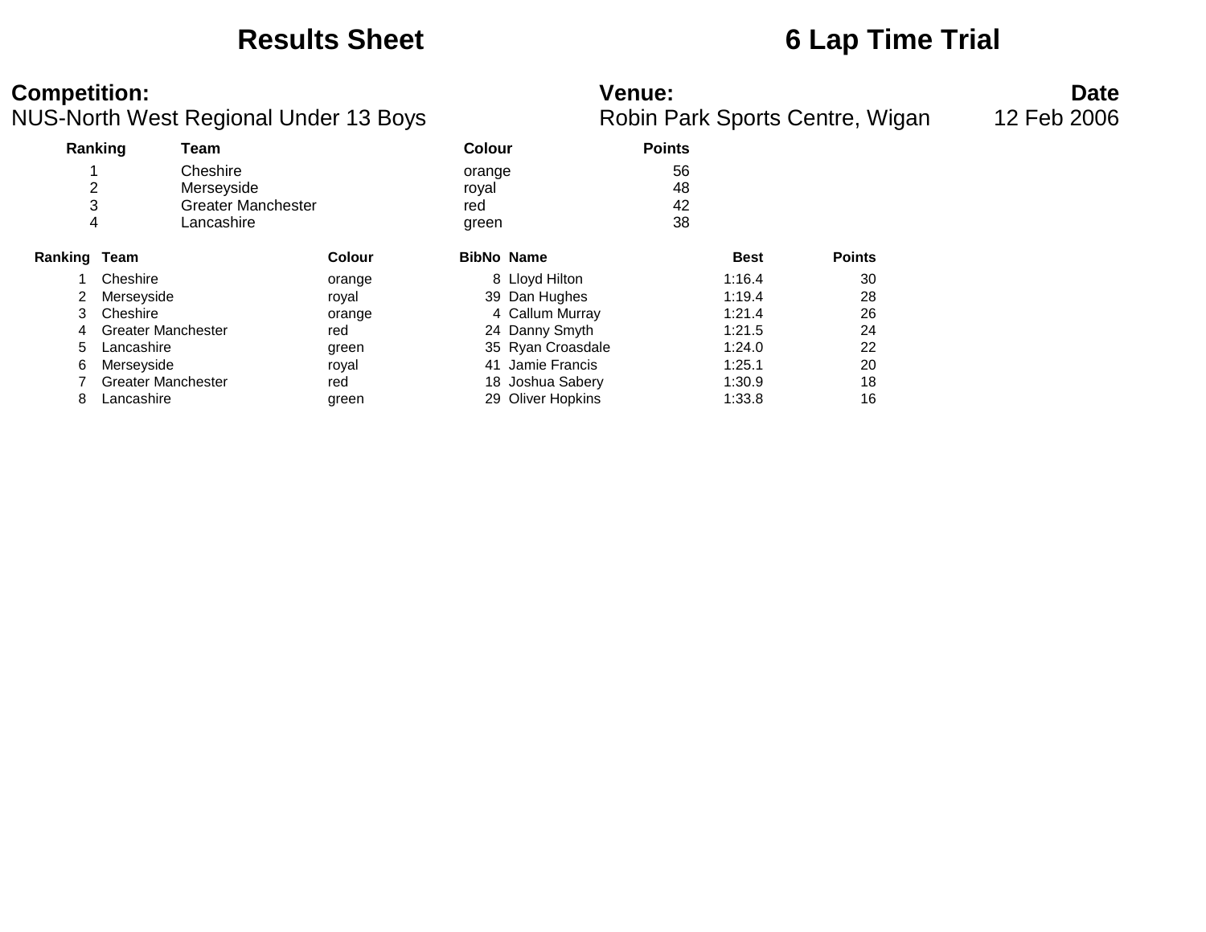# Results Sheet

# 6 Lap Time Trial

**Competition:**
NUS-North West Regional Under 13 Boys

**Venue:**
Robin Park Sports Centre, Wigan

**Date**
12 Feb 2006

| Ranking | Team | Colour | Points |
|---|---|---|---|
| 1 | Cheshire | orange | 56 |
| 2 | Merseyside | royal | 48 |
| 3 | Greater Manchester | red | 42 |
| 4 | Lancashire | green | 38 |

| Ranking | Team | Colour | BibNo | Name | Best | Points |
|---|---|---|---|---|---|---|
| 1 | Cheshire | orange | 8 | Lloyd Hilton | 1:16.4 | 30 |
| 2 | Merseyside | royal | 39 | Dan Hughes | 1:19.4 | 28 |
| 3 | Cheshire | orange | 4 | Callum Murray | 1:21.4 | 26 |
| 4 | Greater Manchester | red | 24 | Danny Smyth | 1:21.5 | 24 |
| 5 | Lancashire | green | 35 | Ryan Croasdale | 1:24.0 | 22 |
| 6 | Merseyside | royal | 41 | Jamie Francis | 1:25.1 | 20 |
| 7 | Greater Manchester | red | 18 | Joshua Sabery | 1:30.9 | 18 |
| 8 | Lancashire | green | 29 | Oliver Hopkins | 1:33.8 | 16 |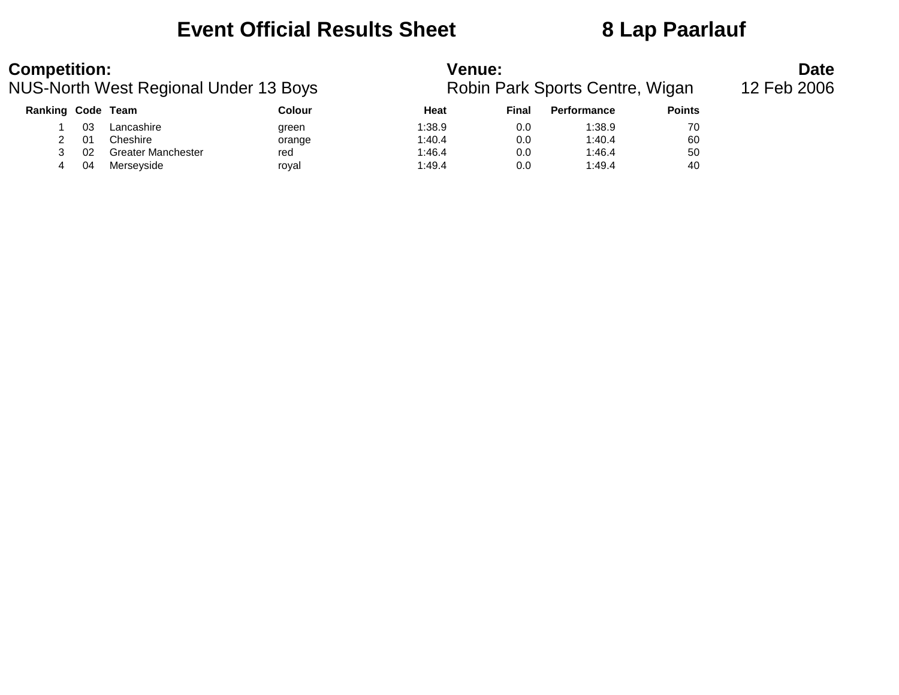# Event Official Results Sheet 8 Lap Paarlauf

**Competition:** NUS-North West Regional Under 13 Boys

**Venue:** Robin Park Sports Centre, Wigan

**Date** 12 Feb 2006

| Ranking | Code | Team | Colour | Heat | Final | Performance | Points |
|---|---|---|---|---|---|---|---|
| 1 | 03 | Lancashire | green | 1:38.9 | 0.0 | 1:38.9 | 70 |
| 2 | 01 | Cheshire | orange | 1:40.4 | 0.0 | 1:40.4 | 60 |
| 3 | 02 | Greater Manchester | red | 1:46.4 | 0.0 | 1:46.4 | 50 |
| 4 | 04 | Merseyside | royal | 1:49.4 | 0.0 | 1:49.4 | 40 |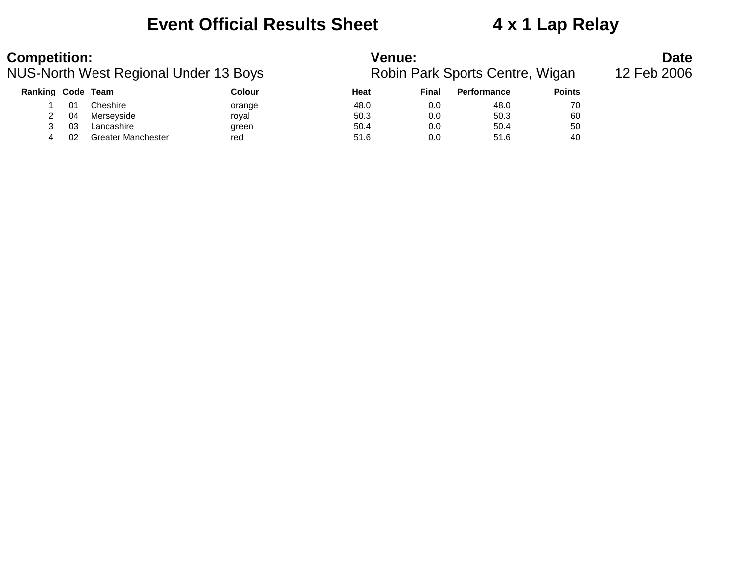# Event Official Results Sheet 4 x 1 Lap Relay

**Competition:**
NUS-North West Regional Under 13 Boys

**Venue:**
Robin Park Sports Centre, Wigan

**Date**
12 Feb 2006

| Ranking | Code | Team | Colour | Heat | Final | Performance | Points |
|---|---|---|---|---|---|---|---|
| 1 | 01 | Cheshire | orange | 48.0 | 0.0 | 48.0 | 70 |
| 2 | 04 | Merseyside | royal | 50.3 | 0.0 | 50.3 | 60 |
| 3 | 03 | Lancashire | green | 50.4 | 0.0 | 50.4 | 50 |
| 4 | 02 | Greater Manchester | red | 51.6 | 0.0 | 51.6 | 40 |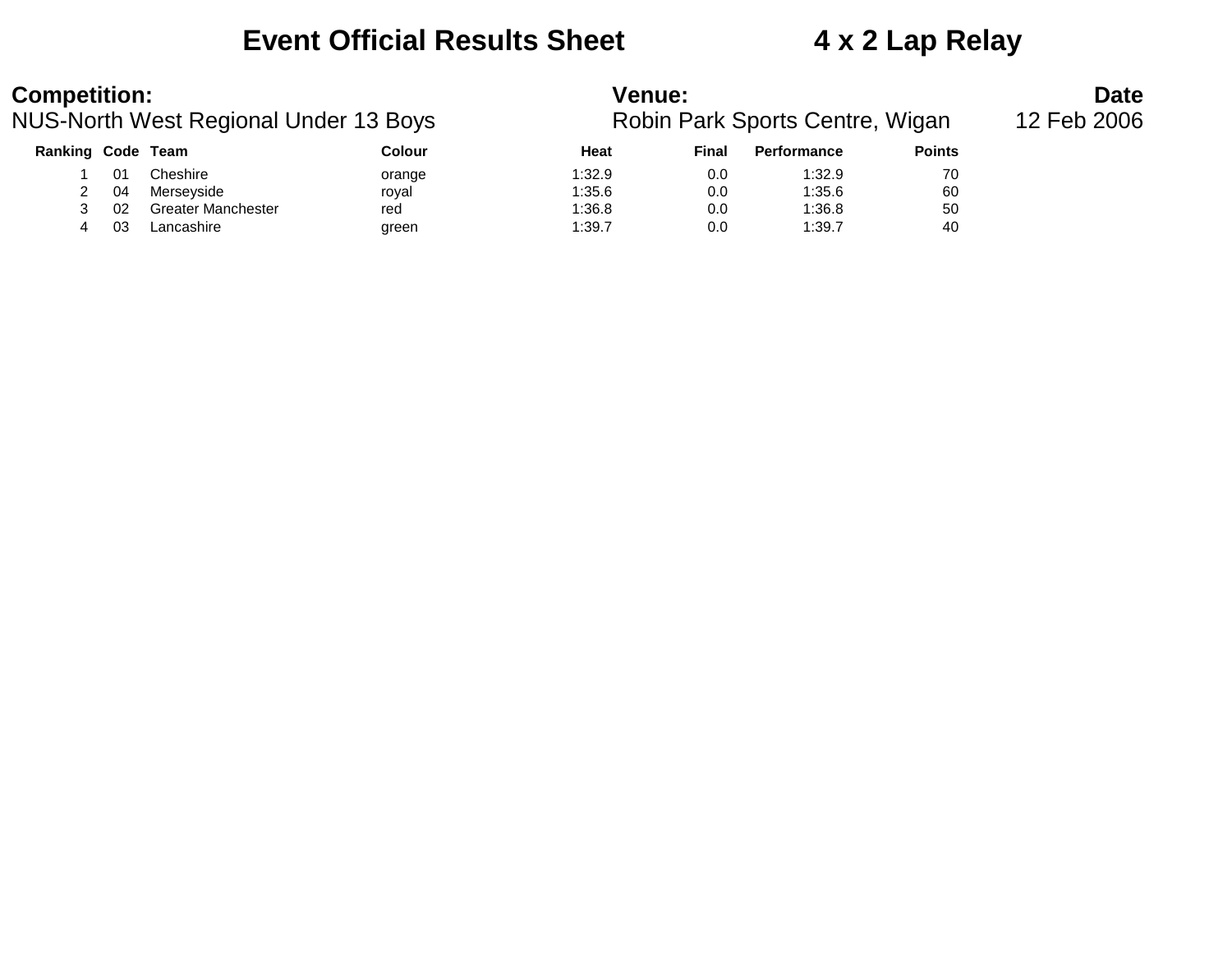# Event Official Results Sheet    4 x 2 Lap Relay

**Competition:**
NUS-North West Regional Under 13 Boys

**Venue:**
Robin Park Sports Centre, Wigan

**Date**
12 Feb 2006

| Ranking | Code | Team | Colour | Heat | Final | Performance | Points |
|---|---|---|---|---|---|---|---|
| 1 | 01 | Cheshire | orange | 1:32.9 | 0.0 | 1:32.9 | 70 |
| 2 | 04 | Merseyside | royal | 1:35.6 | 0.0 | 1:35.6 | 60 |
| 3 | 02 | Greater Manchester | red | 1:36.8 | 0.0 | 1:36.8 | 50 |
| 4 | 03 | Lancashire | green | 1:39.7 | 0.0 | 1:39.7 | 40 |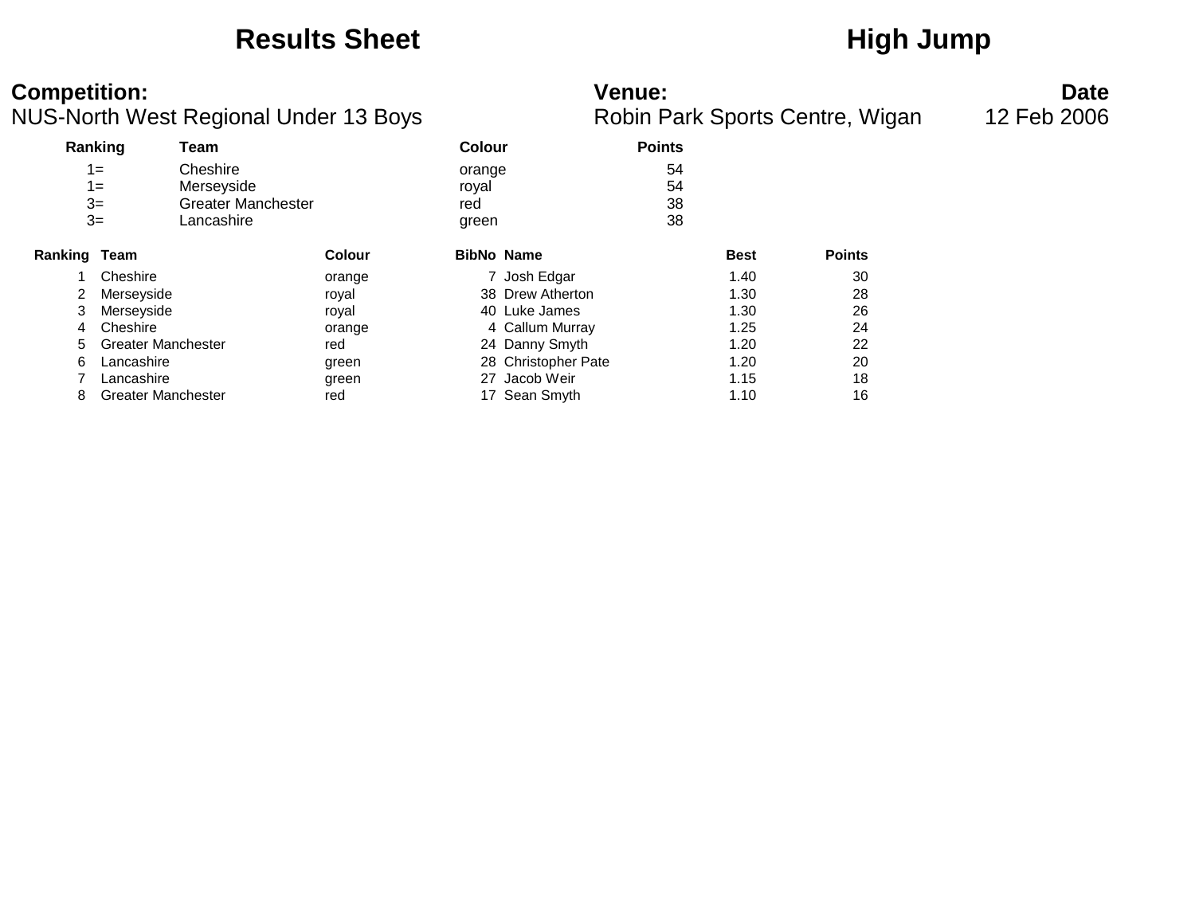# Results Sheet

# High Jump

**Competition:**
NUS-North West Regional Under 13 Boys

**Venue:**
Robin Park Sports Centre, Wigan

**Date**
12 Feb 2006

| Ranking | Team | Colour | Points |
|---|---|---|---|
| 1= | Cheshire | orange | 54 |
| 1= | Merseyside | royal | 54 |
| 3= | Greater Manchester | red | 38 |
| 3= | Lancashire | green | 38 |

| Ranking | Team | Colour | BibNo | Name | Best | Points |
|---|---|---|---|---|---|---|
| 1 | Cheshire | orange | 7 | Josh Edgar | 1.40 | 30 |
| 2 | Merseyside | royal | 38 | Drew Atherton | 1.30 | 28 |
| 3 | Merseyside | royal | 40 | Luke James | 1.30 | 26 |
| 4 | Cheshire | orange | 4 | Callum Murray | 1.25 | 24 |
| 5 | Greater Manchester | red | 24 | Danny Smyth | 1.20 | 22 |
| 6 | Lancashire | green | 28 | Christopher Pate | 1.20 | 20 |
| 7 | Lancashire | green | 27 | Jacob Weir | 1.15 | 18 |
| 8 | Greater Manchester | red | 17 | Sean Smyth | 1.10 | 16 |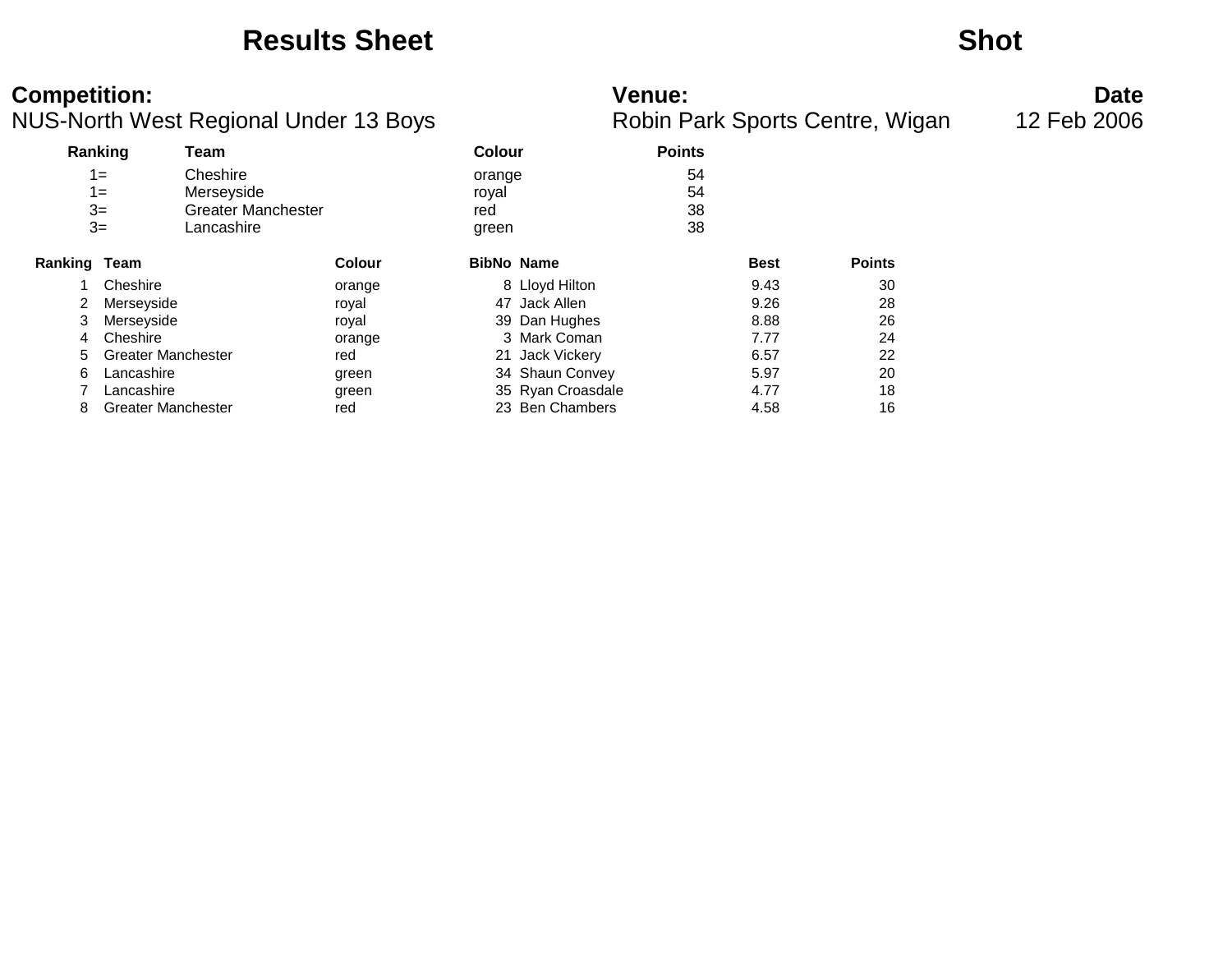# Results Sheet

# Shot

**Competition:**
NUS-North West Regional Under 13 Boys

**Venue:**
Robin Park Sports Centre, Wigan

**Date**
12 Feb 2006

| Ranking | Team | Colour | Points |
|---|---|---|---|
| 1= | Cheshire | orange | 54 |
| 1= | Merseyside | royal | 54 |
| 3= | Greater Manchester | red | 38 |
| 3= | Lancashire | green | 38 |

| Ranking | Team | Colour | BibNo | Name | Best | Points |
|---|---|---|---|---|---|---|
| 1 | Cheshire | orange | 8 | Lloyd Hilton | 9.43 | 30 |
| 2 | Merseyside | royal | 47 | Jack Allen | 9.26 | 28 |
| 3 | Merseyside | royal | 39 | Dan Hughes | 8.88 | 26 |
| 4 | Cheshire | orange | 3 | Mark Coman | 7.77 | 24 |
| 5 | Greater Manchester | red | 21 | Jack Vickery | 6.57 | 22 |
| 6 | Lancashire | green | 34 | Shaun Convey | 5.97 | 20 |
| 7 | Lancashire | green | 35 | Ryan Croasdale | 4.77 | 18 |
| 8 | Greater Manchester | red | 23 | Ben Chambers | 4.58 | 16 |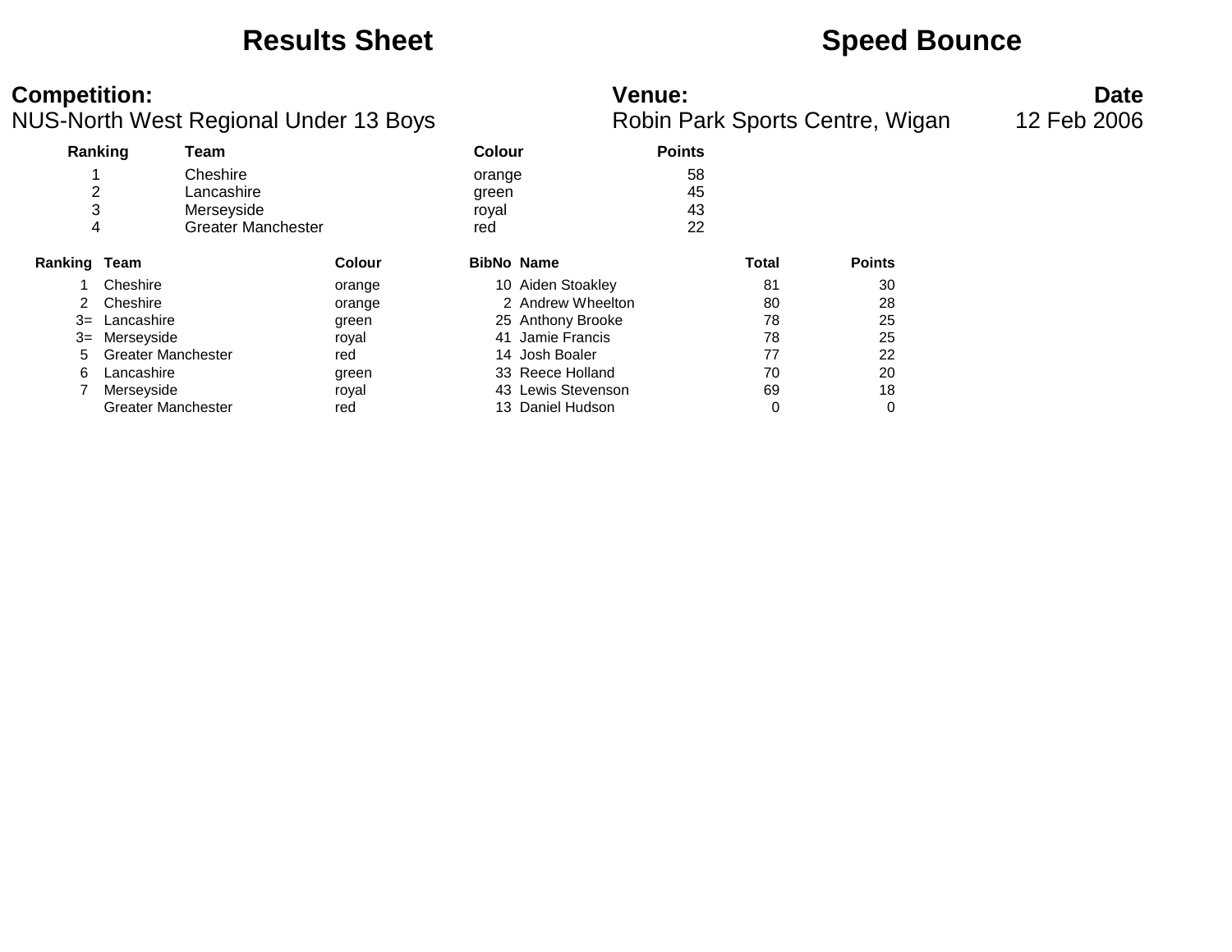# Results Sheet

# Speed Bounce

**Competition:**
NUS-North West Regional Under 13 Boys

**Venue:**
Robin Park Sports Centre, Wigan

**Date**
12 Feb 2006

| Ranking | Team | Colour | Points |
|---|---|---|---|
| 1 | Cheshire | orange | 58 |
| 2 | Lancashire | green | 45 |
| 3 | Merseyside | royal | 43 |
| 4 | Greater Manchester | red | 22 |

| Ranking | Team | Colour | BibNo | Name | Total | Points |
|---|---|---|---|---|---|---|
| 1 | Cheshire | orange | 10 | Aiden Stoakley | 81 | 30 |
| 2 | Cheshire | orange | 2 | Andrew Wheelton | 80 | 28 |
| 3= | Lancashire | green | 25 | Anthony Brooke | 78 | 25 |
| 3= | Merseyside | royal | 41 | Jamie Francis | 78 | 25 |
| 5 | Greater Manchester | red | 14 | Josh Boaler | 77 | 22 |
| 6 | Lancashire | green | 33 | Reece Holland | 70 | 20 |
| 7 | Merseyside | royal | 43 | Lewis Stevenson | 69 | 18 |
| | Greater Manchester | red | 13 | Daniel Hudson | 0 | 0 |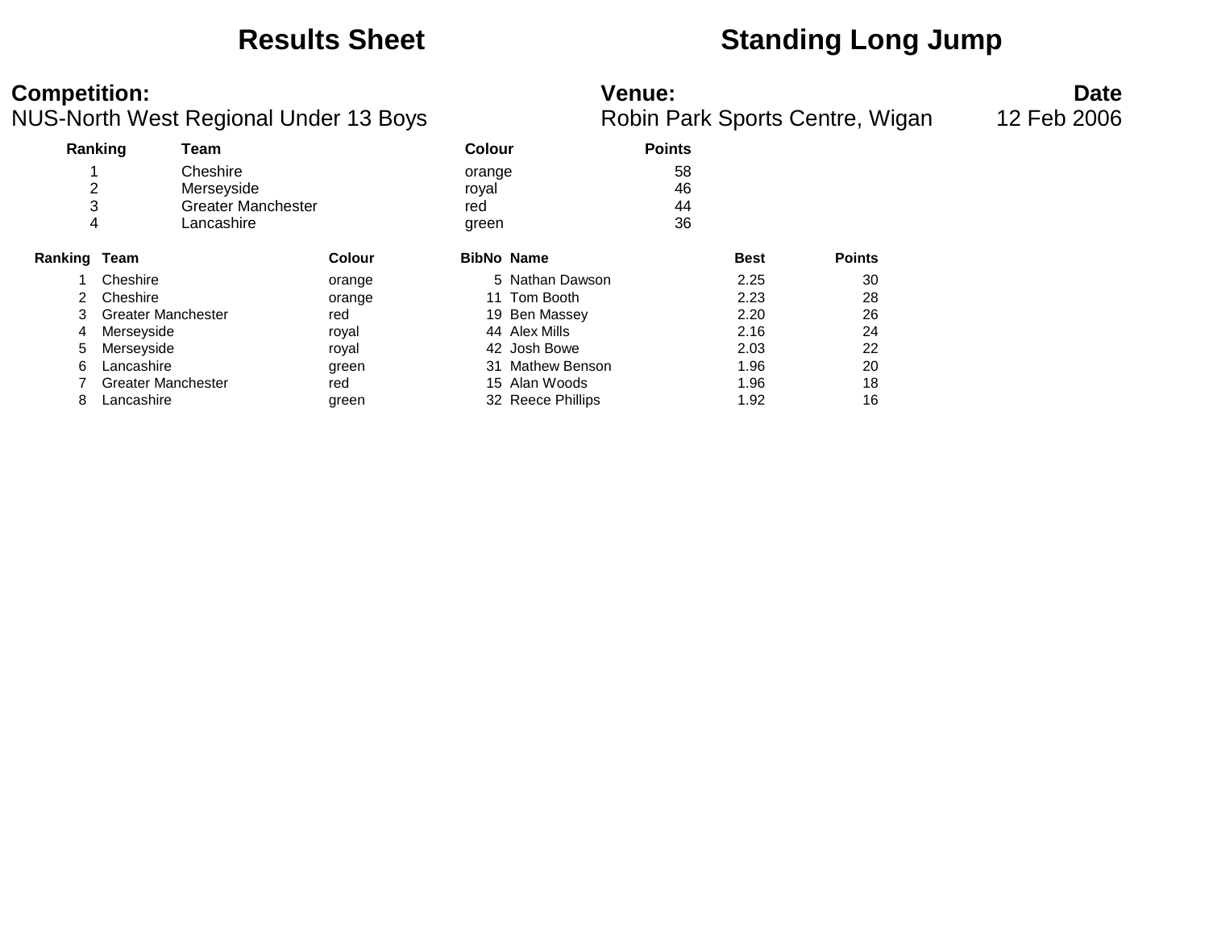# Results Sheet

# Standing Long Jump

**Competition:** NUS-North West Regional Under 13 Boys

**Venue:** Robin Park Sports Centre, Wigan

**Date** 12 Feb 2006

| Ranking | Team | Colour | Points |
|---|---|---|---|
| 1 | Cheshire | orange | 58 |
| 2 | Merseyside | royal | 46 |
| 3 | Greater Manchester | red | 44 |
| 4 | Lancashire | green | 36 |

| Ranking | Team | Colour | BibNo | Name | Best | Points |
|---|---|---|---|---|---|---|
| 1 | Cheshire | orange | 5 | Nathan Dawson | 2.25 | 30 |
| 2 | Cheshire | orange | 11 | Tom Booth | 2.23 | 28 |
| 3 | Greater Manchester | red | 19 | Ben Massey | 2.20 | 26 |
| 4 | Merseyside | royal | 44 | Alex Mills | 2.16 | 24 |
| 5 | Merseyside | royal | 42 | Josh Bowe | 2.03 | 22 |
| 6 | Lancashire | green | 31 | Mathew Benson | 1.96 | 20 |
| 7 | Greater Manchester | red | 15 | Alan Woods | 1.96 | 18 |
| 8 | Lancashire | green | 32 | Reece Phillips | 1.92 | 16 |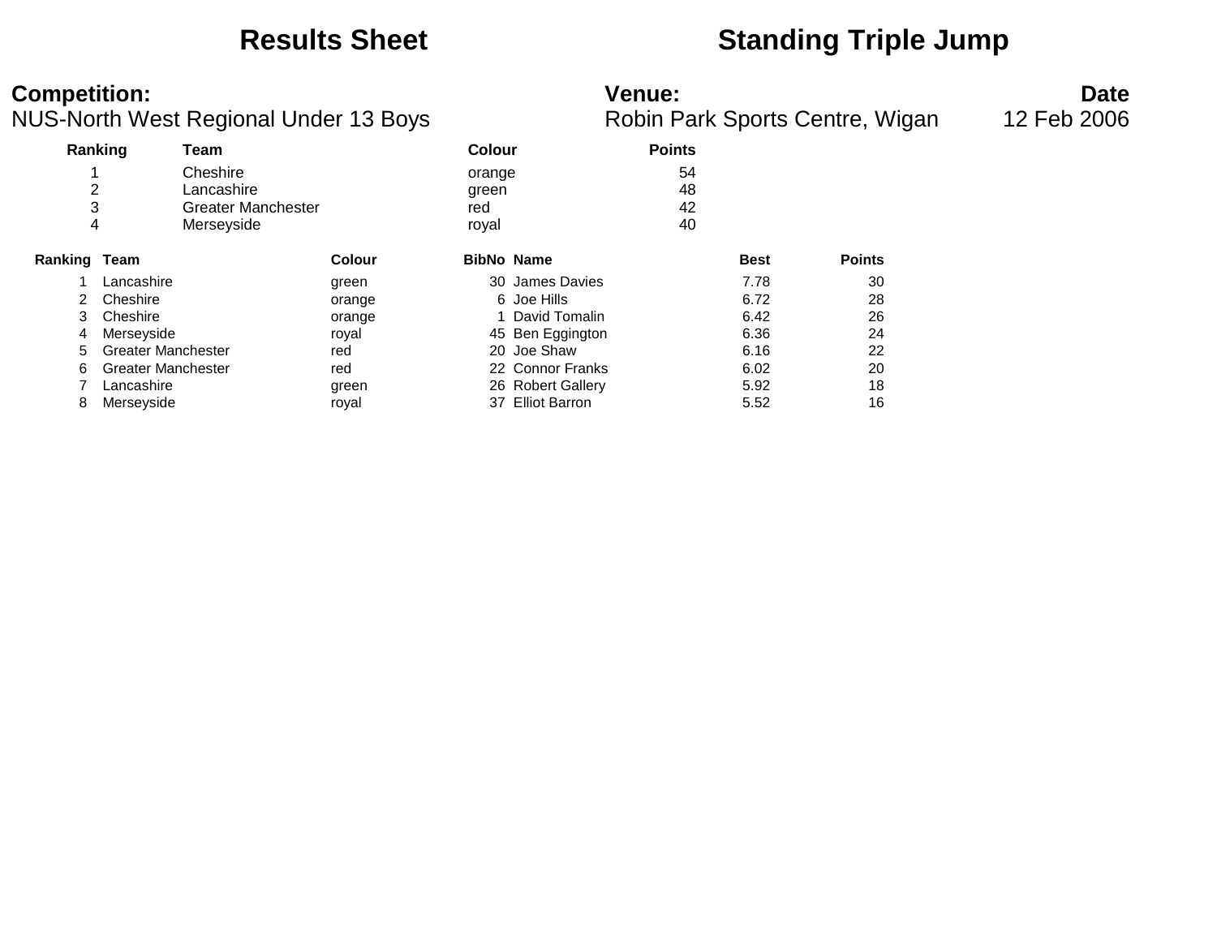# Results Sheet

# Standing Triple Jump

**Competition:**
NUS-North West Regional Under 13 Boys

**Venue:**
Robin Park Sports Centre, Wigan

**Date**
12 Feb 2006

| Ranking | Team | Colour | Points |
|---|---|---|---|
| 1 | Cheshire | orange | 54 |
| 2 | Lancashire | green | 48 |
| 3 | Greater Manchester | red | 42 |
| 4 | Merseyside | royal | 40 |

| Ranking | Team | Colour | BibNo | Name | Best | Points |
|---|---|---|---|---|---|---|
| 1 | Lancashire | green | 30 | James Davies | 7.78 | 30 |
| 2 | Cheshire | orange | 6 | Joe Hills | 6.72 | 28 |
| 3 | Cheshire | orange | 1 | David Tomalin | 6.42 | 26 |
| 4 | Merseyside | royal | 45 | Ben Eggington | 6.36 | 24 |
| 5 | Greater Manchester | red | 20 | Joe Shaw | 6.16 | 22 |
| 6 | Greater Manchester | red | 22 | Connor Franks | 6.02 | 20 |
| 7 | Lancashire | green | 26 | Robert Gallery | 5.92 | 18 |
| 8 | Merseyside | royal | 37 | Elliot Barron | 5.52 | 16 |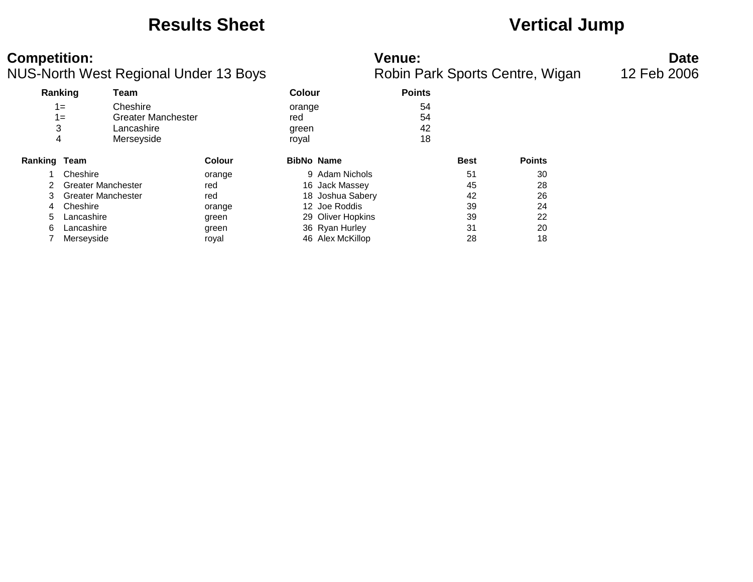# Results Sheet

# Vertical Jump

**Competition:**
NUS-North West Regional Under 13 Boys

**Venue:**
Robin Park Sports Centre, Wigan

**Date**
12 Feb 2006

| Ranking | Team | Colour | Points |
|---|---|---|---|
| 1= | Cheshire | orange | 54 |
| 1= | Greater Manchester | red | 54 |
| 3 | Lancashire | green | 42 |
| 4 | Merseyside | royal | 18 |

| Ranking | Team | Colour | BibNo | Name | Best | Points |
|---|---|---|---|---|---|---|
| 1 | Cheshire | orange | 9 | Adam Nichols | 51 | 30 |
| 2 | Greater Manchester | red | 16 | Jack Massey | 45 | 28 |
| 3 | Greater Manchester | red | 18 | Joshua Sabery | 42 | 26 |
| 4 | Cheshire | orange | 12 | Joe Roddis | 39 | 24 |
| 5 | Lancashire | green | 29 | Oliver Hopkins | 39 | 22 |
| 6 | Lancashire | green | 36 | Ryan Hurley | 31 | 20 |
| 7 | Merseyside | royal | 46 | Alex McKillop | 28 | 18 |